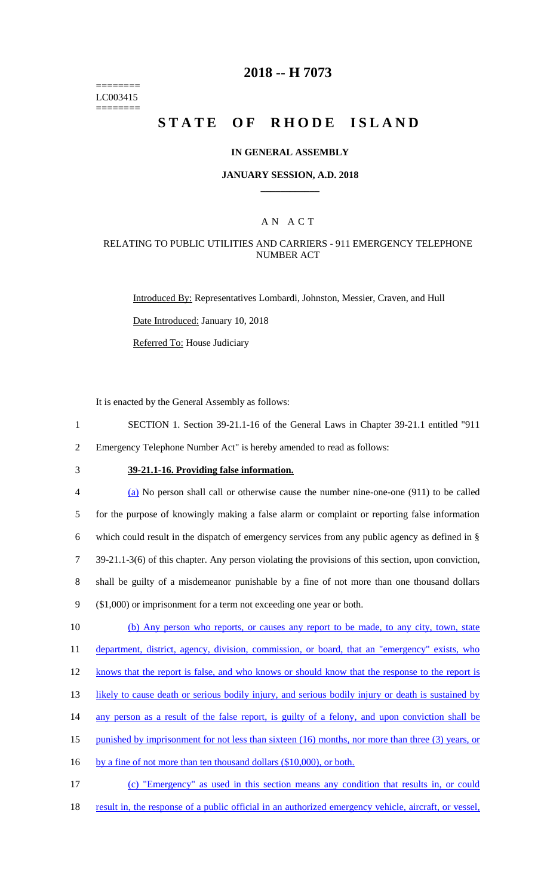========
LC003415
========

# 2018 -- H 7073

# STATE OF RHODE ISLAND

### IN GENERAL ASSEMBLY

### JANUARY SESSION, A.D. 2018

## AN ACT

### RELATING TO PUBLIC UTILITIES AND CARRIERS - 911 EMERGENCY TELEPHONE NUMBER ACT

Introduced By: Representatives Lombardi, Johnston, Messier, Craven, and Hull

Date Introduced: January 10, 2018

Referred To: House Judiciary

It is enacted by the General Assembly as follows:

1 SECTION 1. Section 39-21.1-16 of the General Laws in Chapter 39-21.1 entitled "911
2 Emergency Telephone Number Act" is hereby amended to read as follows:

3 **39-21.1-16. Providing false information.**

4 (a) No person shall call or otherwise cause the number nine-one-one (911) to be called
5 for the purpose of knowingly making a false alarm or complaint or reporting false information
6 which could result in the dispatch of emergency services from any public agency as defined in §
7 39-21.1-3(6) of this chapter. Any person violating the provisions of this section, upon conviction,
8 shall be guilty of a misdemeanor punishable by a fine of not more than one thousand dollars
9 ($1,000) or imprisonment for a term not exceeding one year or both.

10 (b) Any person who reports, or causes any report to be made, to any city, town, state
11 department, district, agency, division, commission, or board, that an "emergency" exists, who
12 knows that the report is false, and who knows or should know that the response to the report is
13 likely to cause death or serious bodily injury, and serious bodily injury or death is sustained by
14 any person as a result of the false report, is guilty of a felony, and upon conviction shall be
15 punished by imprisonment for not less than sixteen (16) months, nor more than three (3) years, or
16 by a fine of not more than ten thousand dollars ($10,000), or both.

17 (c) "Emergency" as used in this section means any condition that results in, or could
18 result in, the response of a public official in an authorized emergency vehicle, aircraft, or vessel,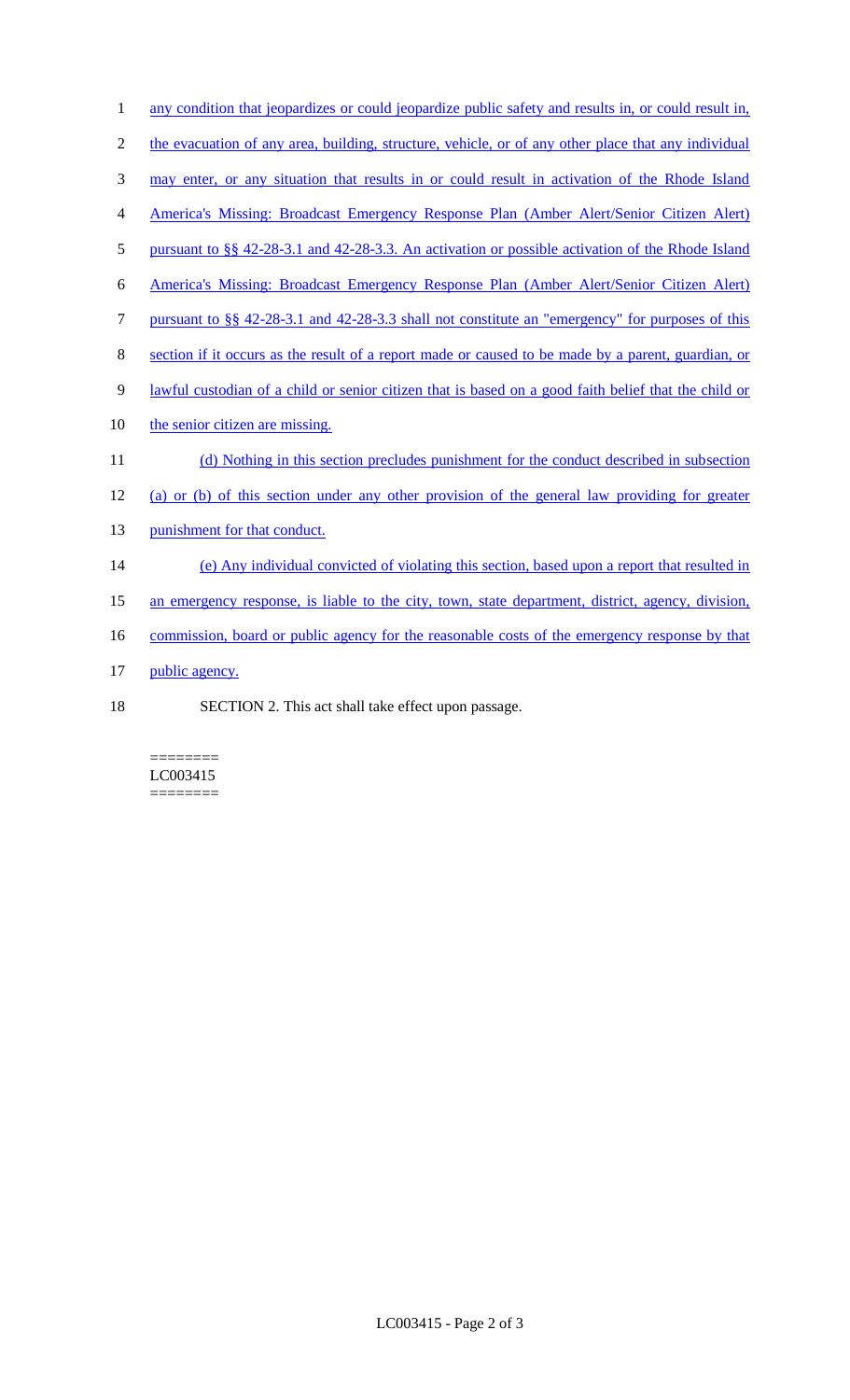any condition that jeopardizes or could jeopardize public safety and results in, or could result in, the evacuation of any area, building, structure, vehicle, or of any other place that any individual may enter, or any situation that results in or could result in activation of the Rhode Island America's Missing: Broadcast Emergency Response Plan (Amber Alert/Senior Citizen Alert) pursuant to §§ 42-28-3.1 and 42-28-3.3. An activation or possible activation of the Rhode Island America's Missing: Broadcast Emergency Response Plan (Amber Alert/Senior Citizen Alert) pursuant to §§ 42-28-3.1 and 42-28-3.3 shall not constitute an "emergency" for purposes of this section if it occurs as the result of a report made or caused to be made by a parent, guardian, or lawful custodian of a child or senior citizen that is based on a good faith belief that the child or the senior citizen are missing.

(d) Nothing in this section precludes punishment for the conduct described in subsection (a) or (b) of this section under any other provision of the general law providing for greater punishment for that conduct.

(e) Any individual convicted of violating this section, based upon a report that resulted in an emergency response, is liable to the city, town, state department, district, agency, division, commission, board or public agency for the reasonable costs of the emergency response by that public agency.

SECTION 2. This act shall take effect upon passage.

========
LC003415
========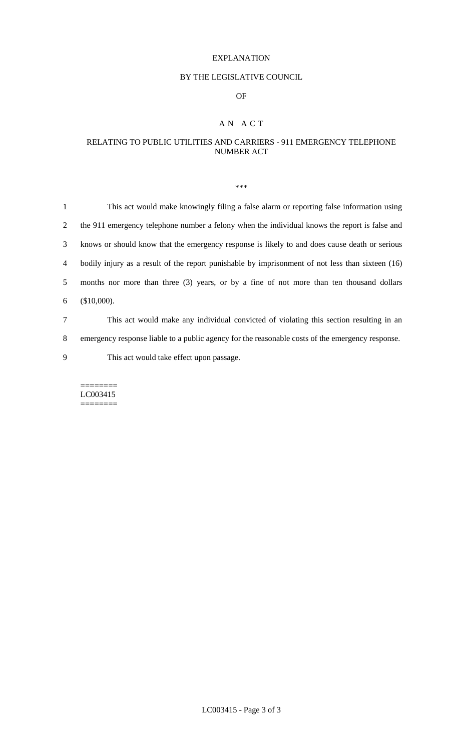EXPLANATION

BY THE LEGISLATIVE COUNCIL

OF

# A N A C T

RELATING TO PUBLIC UTILITIES AND CARRIERS - 911 EMERGENCY TELEPHONE NUMBER ACT

\*\*\*

1 This act would make knowingly filing a false alarm or reporting false information using
2 the 911 emergency telephone number a felony when the individual knows the report is false and
3 knows or should know that the emergency response is likely to and does cause death or serious
4 bodily injury as a result of the report punishable by imprisonment of not less than sixteen (16)
5 months nor more than three (3) years, or by a fine of not more than ten thousand dollars
6 ($10,000).

7 This act would make any individual convicted of violating this section resulting in an
8 emergency response liable to a public agency for the reasonable costs of the emergency response.

9 This act would take effect upon passage.

========
LC003415
========